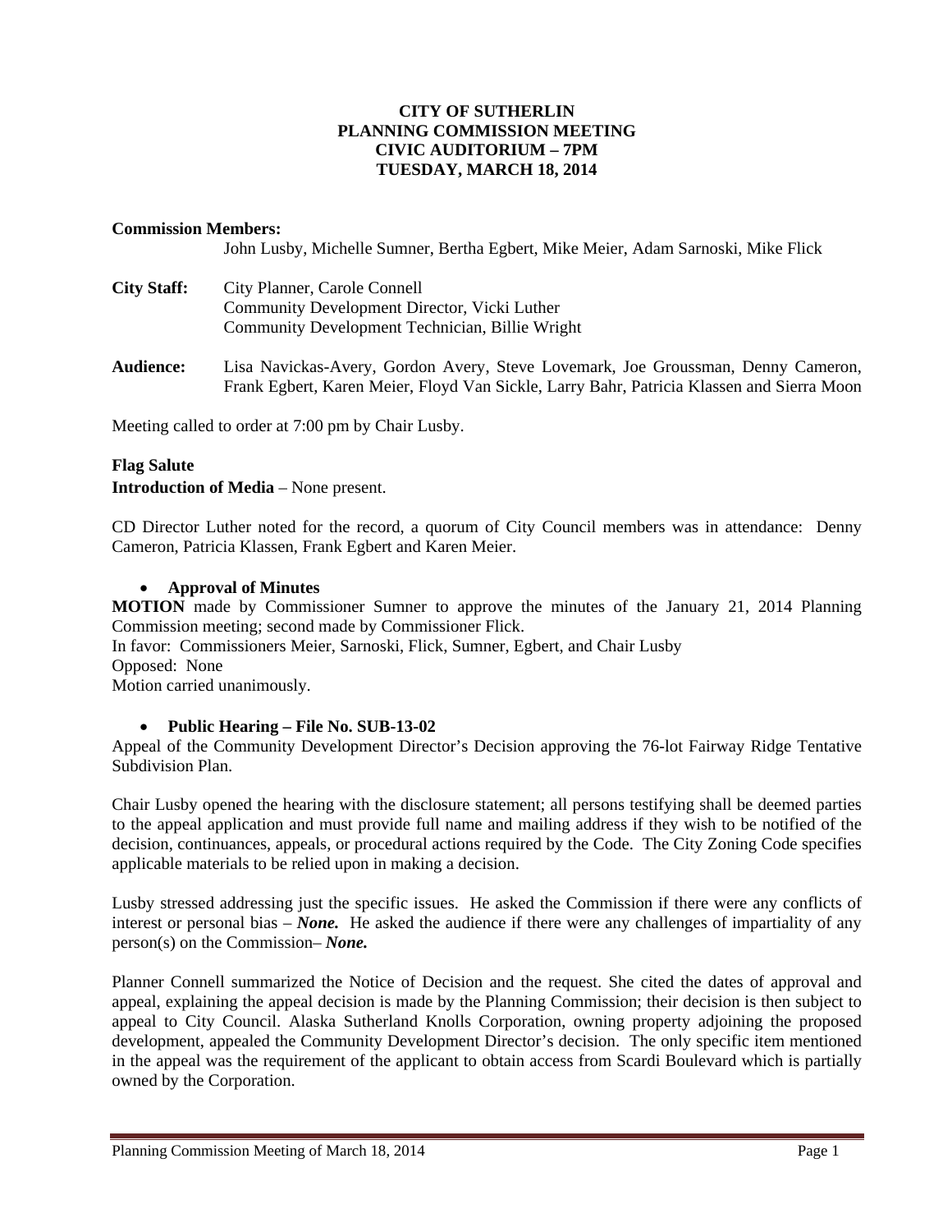**CITY OF SUTHERLIN**
**PLANNING COMMISSION MEETING**
**CIVIC AUDITORIUM – 7PM**
**TUESDAY, MARCH 18, 2014**

**Commission Members:**
John Lusby, Michelle Sumner, Bertha Egbert, Mike Meier, Adam Sarnoski, Mike Flick

**City Staff:** City Planner, Carole Connell
Community Development Director, Vicki Luther
Community Development Technician, Billie Wright

**Audience:** Lisa Navickas-Avery, Gordon Avery, Steve Lovemark, Joe Groussman, Denny Cameron, Frank Egbert, Karen Meier, Floyd Van Sickle, Larry Bahr, Patricia Klassen and Sierra Moon

Meeting called to order at 7:00 pm by Chair Lusby.

**Flag Salute**
**Introduction of Media** – None present.

CD Director Luther noted for the record, a quorum of City Council members was in attendance: Denny Cameron, Patricia Klassen, Frank Egbert and Karen Meier.

- **Approval of Minutes**

**MOTION** made by Commissioner Sumner to approve the minutes of the January 21, 2014 Planning Commission meeting; second made by Commissioner Flick.
In favor: Commissioners Meier, Sarnoski, Flick, Sumner, Egbert, and Chair Lusby
Opposed: None
Motion carried unanimously.

- **Public Hearing – File No. SUB-13-02**

Appeal of the Community Development Director's Decision approving the 76-lot Fairway Ridge Tentative Subdivision Plan.

Chair Lusby opened the hearing with the disclosure statement; all persons testifying shall be deemed parties to the appeal application and must provide full name and mailing address if they wish to be notified of the decision, continuances, appeals, or procedural actions required by the Code. The City Zoning Code specifies applicable materials to be relied upon in making a decision.

Lusby stressed addressing just the specific issues. He asked the Commission if there were any conflicts of interest or personal bias – ***None.*** He asked the audience if there were any challenges of impartiality of any person(s) on the Commission– ***None.***

Planner Connell summarized the Notice of Decision and the request. She cited the dates of approval and appeal, explaining the appeal decision is made by the Planning Commission; their decision is then subject to appeal to City Council. Alaska Sutherland Knolls Corporation, owning property adjoining the proposed development, appealed the Community Development Director's decision. The only specific item mentioned in the appeal was the requirement of the applicant to obtain access from Scardi Boulevard which is partially owned by the Corporation.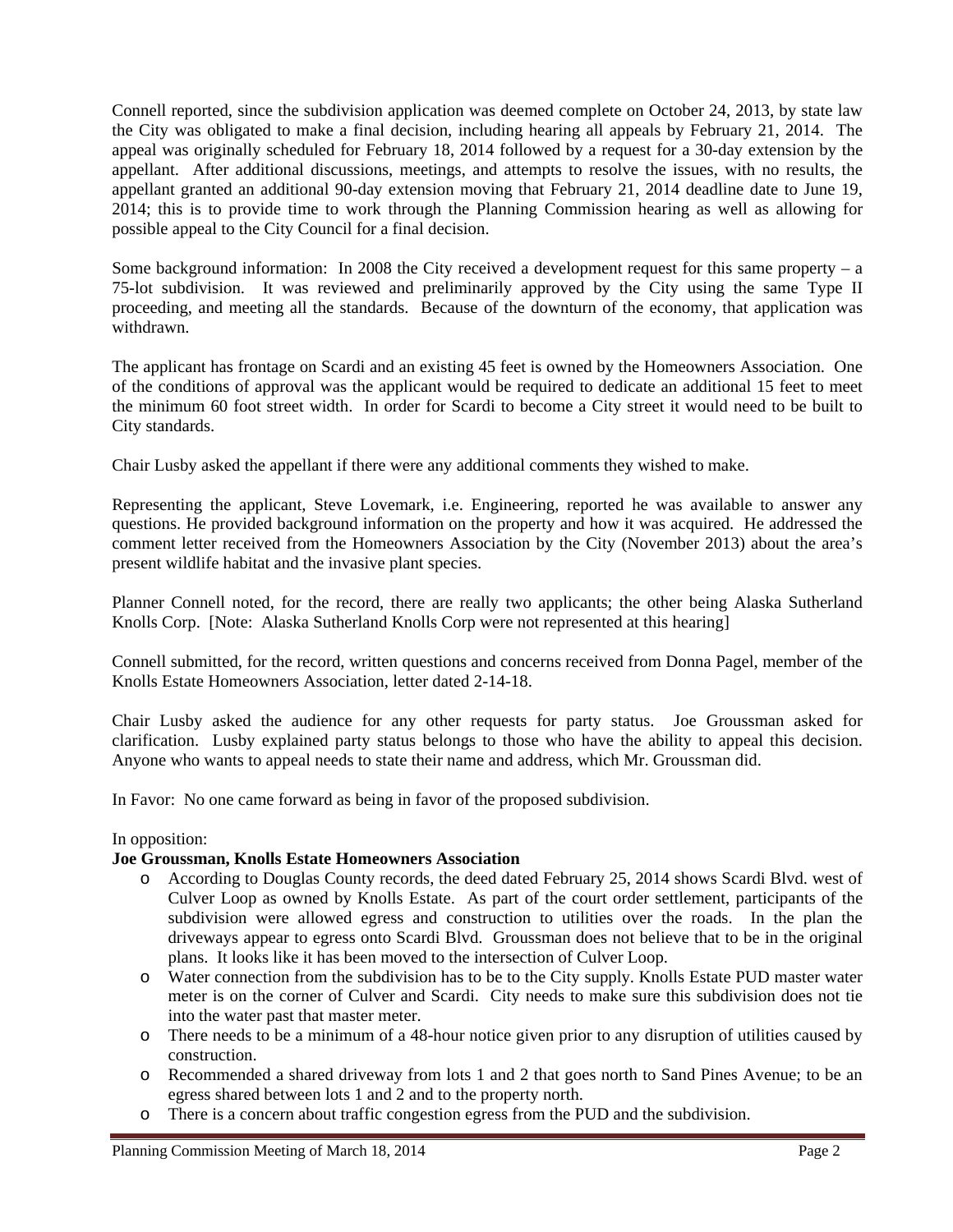Connell reported, since the subdivision application was deemed complete on October 24, 2013, by state law the City was obligated to make a final decision, including hearing all appeals by February 21, 2014. The appeal was originally scheduled for February 18, 2014 followed by a request for a 30-day extension by the appellant. After additional discussions, meetings, and attempts to resolve the issues, with no results, the appellant granted an additional 90-day extension moving that February 21, 2014 deadline date to June 19, 2014; this is to provide time to work through the Planning Commission hearing as well as allowing for possible appeal to the City Council for a final decision.

Some background information: In 2008 the City received a development request for this same property – a 75-lot subdivision. It was reviewed and preliminarily approved by the City using the same Type II proceeding, and meeting all the standards. Because of the downturn of the economy, that application was withdrawn.

The applicant has frontage on Scardi and an existing 45 feet is owned by the Homeowners Association. One of the conditions of approval was the applicant would be required to dedicate an additional 15 feet to meet the minimum 60 foot street width. In order for Scardi to become a City street it would need to be built to City standards.

Chair Lusby asked the appellant if there were any additional comments they wished to make.

Representing the applicant, Steve Lovemark, i.e. Engineering, reported he was available to answer any questions. He provided background information on the property and how it was acquired. He addressed the comment letter received from the Homeowners Association by the City (November 2013) about the area's present wildlife habitat and the invasive plant species.

Planner Connell noted, for the record, there are really two applicants; the other being Alaska Sutherland Knolls Corp. [Note: Alaska Sutherland Knolls Corp were not represented at this hearing]

Connell submitted, for the record, written questions and concerns received from Donna Pagel, member of the Knolls Estate Homeowners Association, letter dated 2-14-18.

Chair Lusby asked the audience for any other requests for party status. Joe Groussman asked for clarification. Lusby explained party status belongs to those who have the ability to appeal this decision. Anyone who wants to appeal needs to state their name and address, which Mr. Groussman did.

In Favor: No one came forward as being in favor of the proposed subdivision.

In opposition:

**Joe Groussman, Knolls Estate Homeowners Association**

- According to Douglas County records, the deed dated February 25, 2014 shows Scardi Blvd. west of Culver Loop as owned by Knolls Estate. As part of the court order settlement, participants of the subdivision were allowed egress and construction to utilities over the roads. In the plan the driveways appear to egress onto Scardi Blvd. Groussman does not believe that to be in the original plans. It looks like it has been moved to the intersection of Culver Loop.
- Water connection from the subdivision has to be to the City supply. Knolls Estate PUD master water meter is on the corner of Culver and Scardi. City needs to make sure this subdivision does not tie into the water past that master meter.
- There needs to be a minimum of a 48-hour notice given prior to any disruption of utilities caused by construction.
- Recommended a shared driveway from lots 1 and 2 that goes north to Sand Pines Avenue; to be an egress shared between lots 1 and 2 and to the property north.
- There is a concern about traffic congestion egress from the PUD and the subdivision.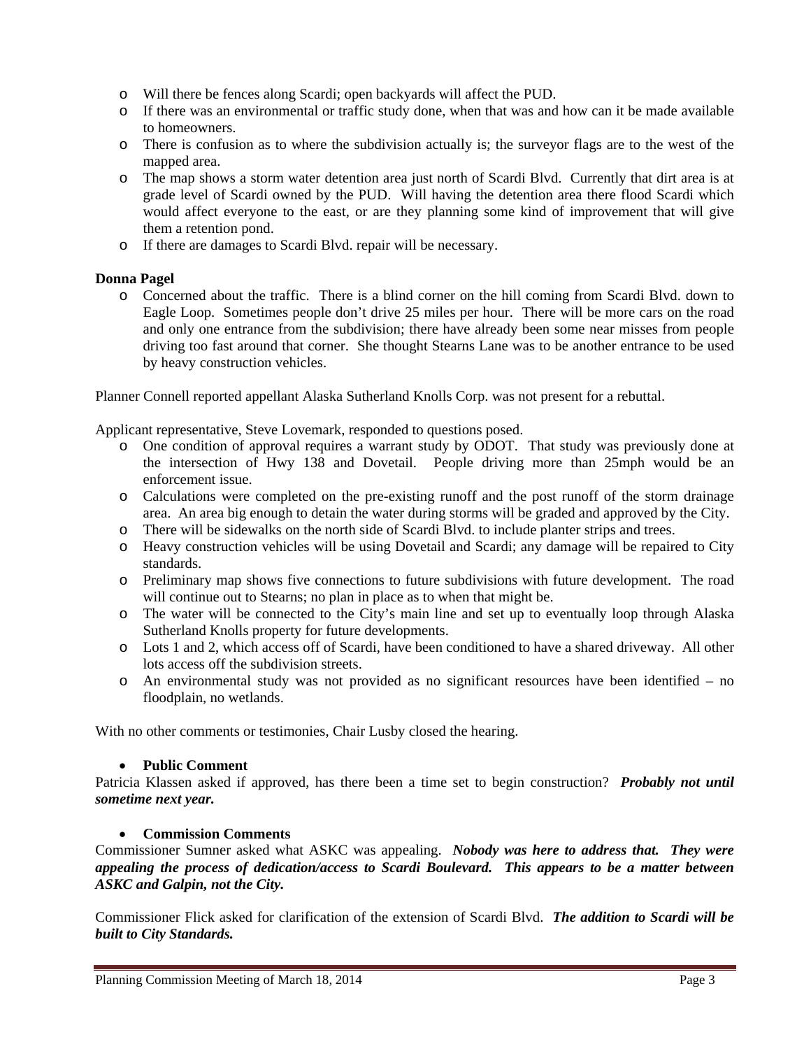- Will there be fences along Scardi; open backyards will affect the PUD.
- If there was an environmental or traffic study done, when that was and how can it be made available to homeowners.
- There is confusion as to where the subdivision actually is; the surveyor flags are to the west of the mapped area.
- The map shows a storm water detention area just north of Scardi Blvd. Currently that dirt area is at grade level of Scardi owned by the PUD. Will having the detention area there flood Scardi which would affect everyone to the east, or are they planning some kind of improvement that will give them a retention pond.
- If there are damages to Scardi Blvd. repair will be necessary.

**Donna Pagel**

- Concerned about the traffic. There is a blind corner on the hill coming from Scardi Blvd. down to Eagle Loop. Sometimes people don't drive 25 miles per hour. There will be more cars on the road and only one entrance from the subdivision; there have already been some near misses from people driving too fast around that corner. She thought Stearns Lane was to be another entrance to be used by heavy construction vehicles.

Planner Connell reported appellant Alaska Sutherland Knolls Corp. was not present for a rebuttal.

Applicant representative, Steve Lovemark, responded to questions posed.

- One condition of approval requires a warrant study by ODOT. That study was previously done at the intersection of Hwy 138 and Dovetail. People driving more than 25mph would be an enforcement issue.
- Calculations were completed on the pre-existing runoff and the post runoff of the storm drainage area. An area big enough to detain the water during storms will be graded and approved by the City.
- There will be sidewalks on the north side of Scardi Blvd. to include planter strips and trees.
- Heavy construction vehicles will be using Dovetail and Scardi; any damage will be repaired to City standards.
- Preliminary map shows five connections to future subdivisions with future development. The road will continue out to Stearns; no plan in place as to when that might be.
- The water will be connected to the City's main line and set up to eventually loop through Alaska Sutherland Knolls property for future developments.
- Lots 1 and 2, which access off of Scardi, have been conditioned to have a shared driveway. All other lots access off the subdivision streets.
- An environmental study was not provided as no significant resources have been identified – no floodplain, no wetlands.

With no other comments or testimonies, Chair Lusby closed the hearing.

- **Public Comment**

Patricia Klassen asked if approved, has there been a time set to begin construction? ***Probably not until sometime next year.***

- **Commission Comments**

Commissioner Sumner asked what ASKC was appealing. ***Nobody was here to address that. They were appealing the process of dedication/access to Scardi Boulevard. This appears to be a matter between ASKC and Galpin, not the City.***

Commissioner Flick asked for clarification of the extension of Scardi Blvd. ***The addition to Scardi will be built to City Standards.***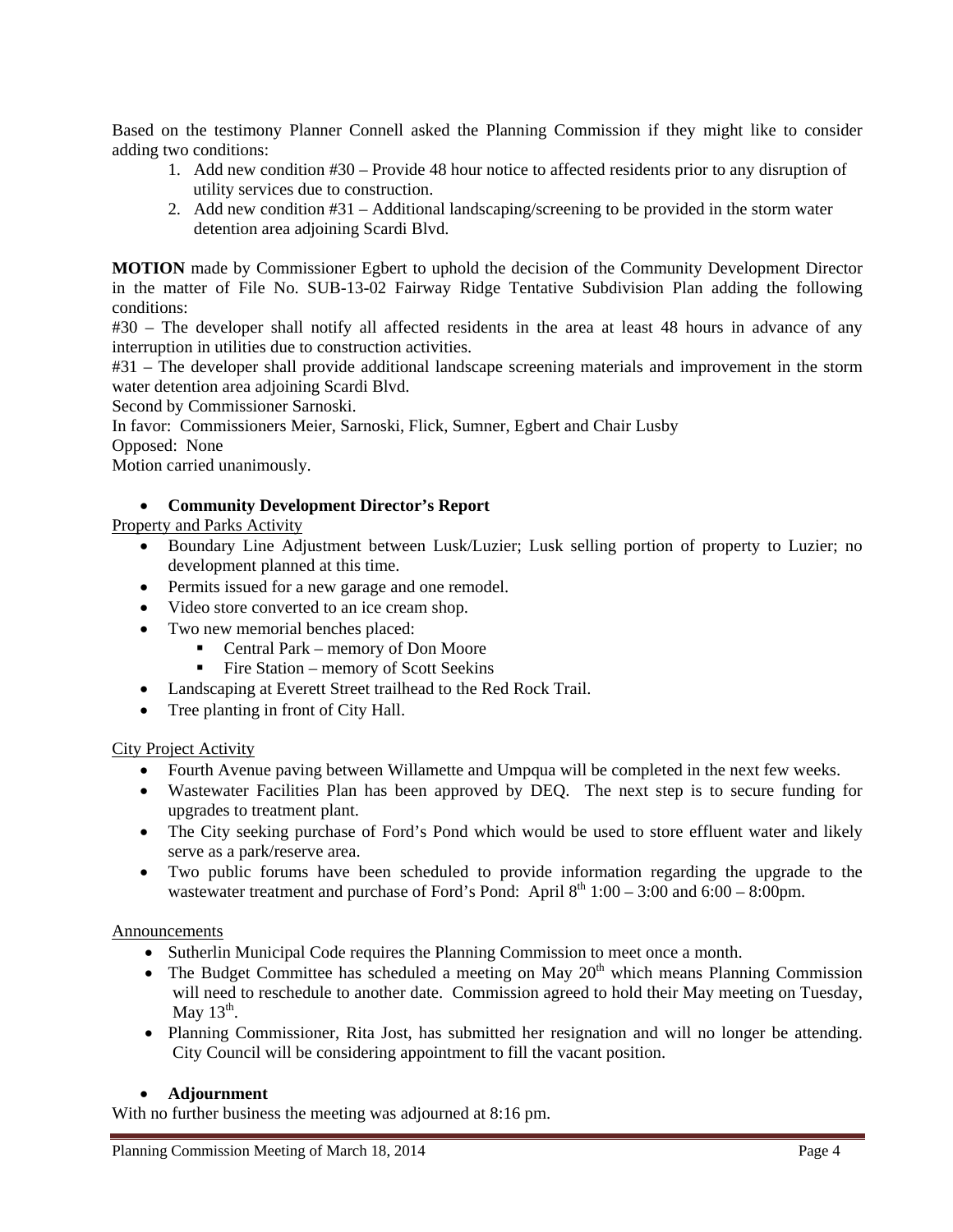Based on the testimony Planner Connell asked the Planning Commission if they might like to consider adding two conditions:

1. Add new condition #30 – Provide 48 hour notice to affected residents prior to any disruption of utility services due to construction.
2. Add new condition #31 – Additional landscaping/screening to be provided in the storm water detention area adjoining Scardi Blvd.

**MOTION** made by Commissioner Egbert to uphold the decision of the Community Development Director in the matter of File No. SUB-13-02 Fairway Ridge Tentative Subdivision Plan adding the following conditions:

#30 – The developer shall notify all affected residents in the area at least 48 hours in advance of any interruption in utilities due to construction activities.

#31 – The developer shall provide additional landscape screening materials and improvement in the storm water detention area adjoining Scardi Blvd.

Second by Commissioner Sarnoski.

In favor: Commissioners Meier, Sarnoski, Flick, Sumner, Egbert and Chair Lusby

Opposed: None

Motion carried unanimously.

- **Community Development Director's Report**

Property and Parks Activity

- Boundary Line Adjustment between Lusk/Luzier; Lusk selling portion of property to Luzier; no development planned at this time.
- Permits issued for a new garage and one remodel.
- Video store converted to an ice cream shop.
- Two new memorial benches placed:
  - Central Park – memory of Don Moore
  - Fire Station – memory of Scott Seekins
- Landscaping at Everett Street trailhead to the Red Rock Trail.
- Tree planting in front of City Hall.

City Project Activity

- Fourth Avenue paving between Willamette and Umpqua will be completed in the next few weeks.
- Wastewater Facilities Plan has been approved by DEQ. The next step is to secure funding for upgrades to treatment plant.
- The City seeking purchase of Ford's Pond which would be used to store effluent water and likely serve as a park/reserve area.
- Two public forums have been scheduled to provide information regarding the upgrade to the wastewater treatment and purchase of Ford's Pond: April 8th 1:00 – 3:00 and 6:00 – 8:00pm.

Announcements

- Sutherlin Municipal Code requires the Planning Commission to meet once a month.
- The Budget Committee has scheduled a meeting on May 20th which means Planning Commission will need to reschedule to another date. Commission agreed to hold their May meeting on Tuesday, May 13th.
- Planning Commissioner, Rita Jost, has submitted her resignation and will no longer be attending. City Council will be considering appointment to fill the vacant position.

- **Adjournment**

With no further business the meeting was adjourned at 8:16 pm.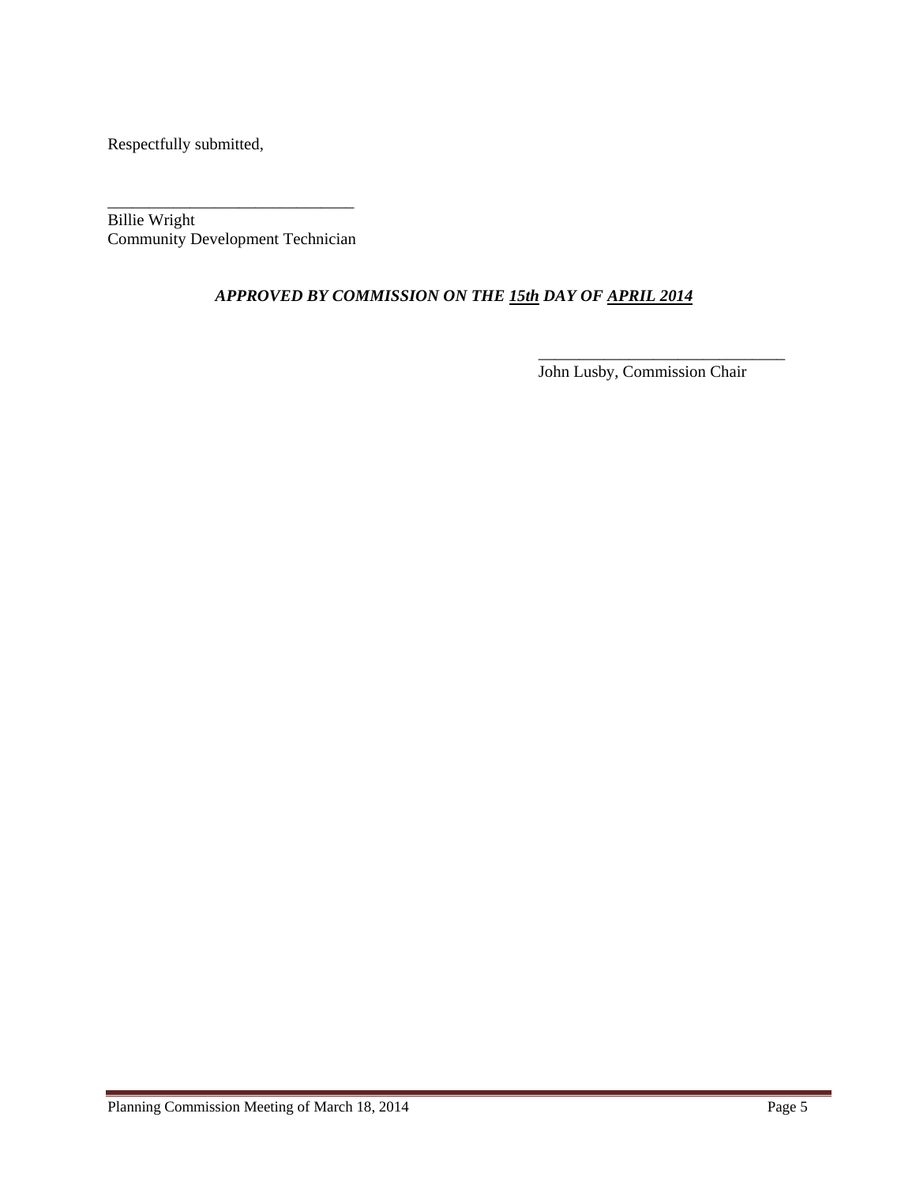Respectfully submitted,

_______________________________
Billie Wright
Community Development Technician

***APPROVED BY COMMISSION ON THE 15th DAY OF APRIL 2014***

_______________________________
John Lusby, Commission Chair